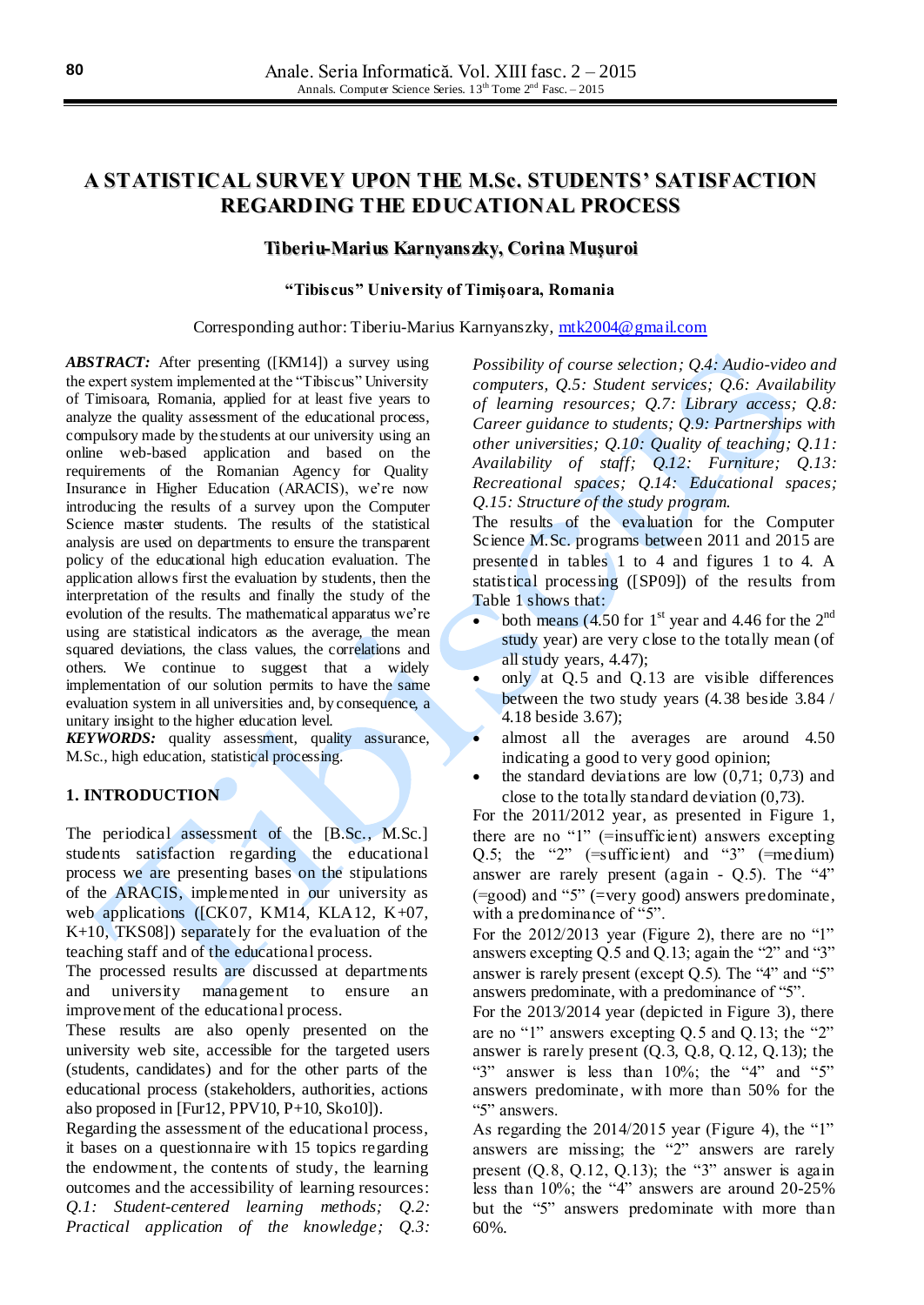# A STATISTICAL SURVEY UPON THE M.Sc. STUDENTS' SATISFACTION REGARDING THE EDUCATIONAL PROCESS

**Tiberiu-Marius Karnyanszky, Corina Muşuroi**

**"Tibiscus" University of Timişoara, Romania**

Corresponding author: Tiberiu-Marius Karnyanszky, mtk2004@gmail.com

***ABSTRACT:*** After presenting ([KM14]) a survey using the expert system implemented at the "Tibiscus" University of Timisoara, Romania, applied for at least five years to analyze the quality assessment of the educational process, compulsory made by the students at our university using an online web-based application and based on the requirements of the Romanian Agency for Quality Insurance in Higher Education (ARACIS), we're now introducing the results of a survey upon the Computer Science master students. The results of the statistical analysis are used on departments to ensure the transparent policy of the educational high education evaluation. The application allows first the evaluation by students, then the interpretation of the results and finally the study of the evolution of the results. The mathematical apparatus we're using are statistical indicators as the average, the mean squared deviations, the class values, the correlations and others. We continue to suggest that a widely implementation of our solution permits to have the same evaluation system in all universities and, by consequence, a unitary insight to the higher education level.

***KEYWORDS:*** quality assessment, quality assurance, M.Sc., high education, statistical processing.

## 1. INTRODUCTION

The periodical assessment of the [B.Sc., M.Sc.] students satisfaction regarding the educational process we are presenting bases on the stipulations of the ARACIS, implemented in our university as web applications ([CK07, KM14, KLA12, K+07, K+10, TKS08]) separately for the evaluation of the teaching staff and of the educational process.

The processed results are discussed at departments and university management to ensure an improvement of the educational process.

These results are also openly presented on the university web site, accessible for the targeted users (students, candidates) and for the other parts of the educational process (stakeholders, authorities, actions also proposed in [Fur12, PPV10, P+10, Sko10]).

Regarding the assessment of the educational process, it bases on a questionnaire with 15 topics regarding the endowment, the contents of study, the learning outcomes and the accessibility of learning resources: *Q.1: Student-centered learning methods; Q.2: Practical application of the knowledge; Q.3: Possibility of course selection; Q.4: Audio-video and computers, Q.5: Student services; Q.6: Availability of learning resources; Q.7: Library access; Q.8: Career guidance to students; Q.9: Partnerships with other universities; Q.10: Quality of teaching; Q.11: Availability of staff; Q.12: Furniture; Q.13: Recreational spaces; Q.14: Educational spaces; Q.15: Structure of the study program.*

The results of the evaluation for the Computer Science M.Sc. programs between 2011 and 2015 are presented in tables 1 to 4 and figures 1 to 4. A statistical processing ([SP09]) of the results from Table 1 shows that:

- both means (4.50 for 1st year and 4.46 for the 2nd study year) are very close to the totally mean (of all study years, 4.47);
- only at Q.5 and Q.13 are visible differences between the two study years (4.38 beside 3.84 / 4.18 beside 3.67);
- almost all the averages are around 4.50 indicating a good to very good opinion;
- the standard deviations are low (0,71; 0,73) and close to the totally standard deviation (0,73).

For the 2011/2012 year, as presented in Figure 1, there are no "1" (=insufficient) answers excepting Q.5; the "2" (=sufficient) and "3" (=medium) answer are rarely present (again - Q.5). The "4" (=good) and "5" (=very good) answers predominate, with a predominance of "5".

For the 2012/2013 year (Figure 2), there are no "1" answers excepting Q.5 and Q.13; again the "2" and "3" answer is rarely present (except Q.5). The "4" and "5" answers predominate, with a predominance of "5".

For the 2013/2014 year (depicted in Figure 3), there are no "1" answers excepting Q.5 and Q.13; the "2" answer is rarely present (Q.3, Q.8, Q.12, Q.13); the "3" answer is less than 10%; the "4" and "5" answers predominate, with more than 50% for the "5" answers.

As regarding the 2014/2015 year (Figure 4), the "1" answers are missing; the "2" answers are rarely present (Q.8, Q.12, Q.13); the "3" answer is again less than 10%; the "4" answers are around 20-25% but the "5" answers predominate with more than 60%.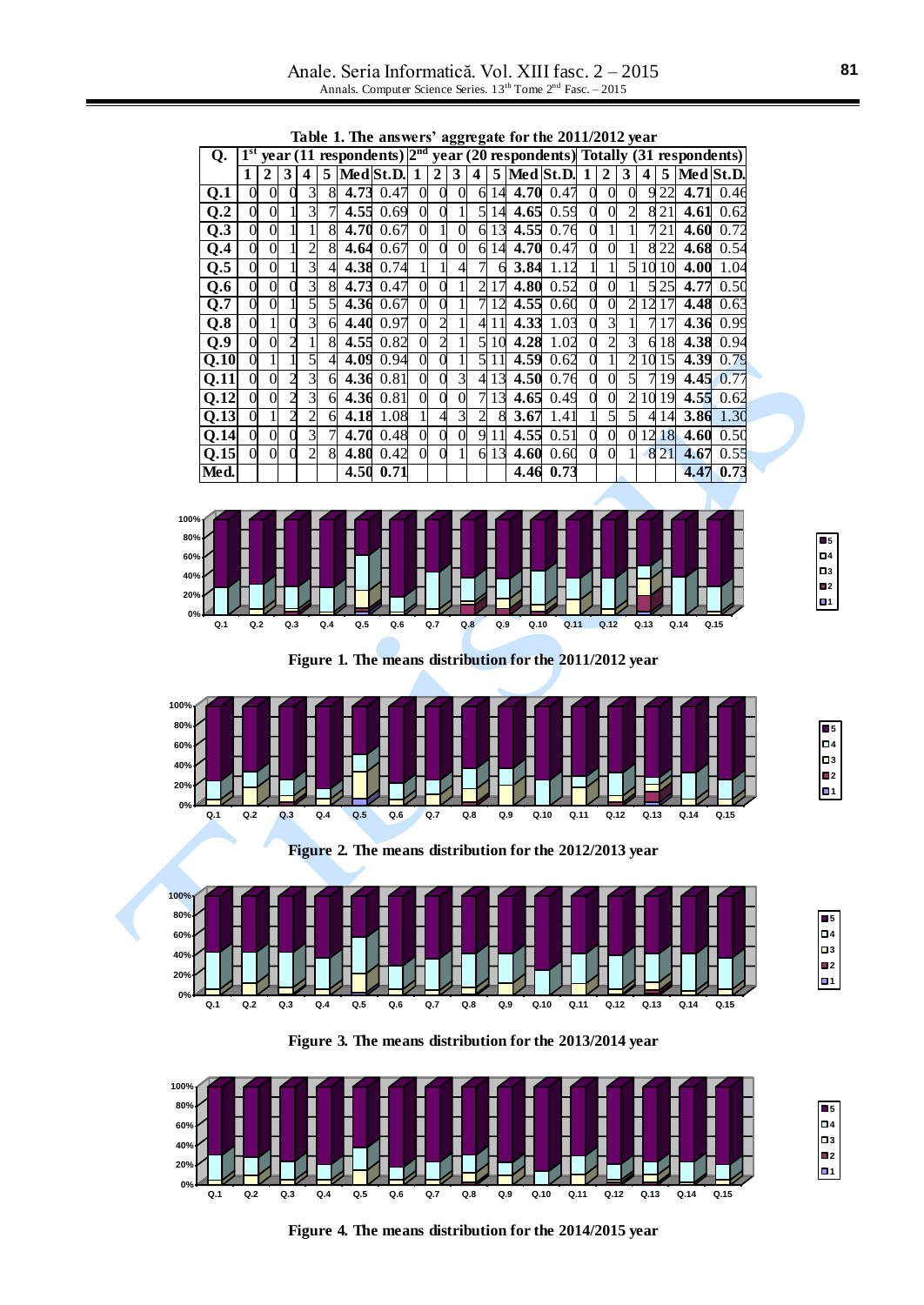Table 1. The answers' aggregate for the 2011/2012 year

| Q. | 1[st] year (11 respondents) | | | | | | | 2[nd] year (20 respondents) | | | | | | | Totally (31 respondents) | | | | | | |
|---|---|---|---|---|---|---|---|---|---|---|---|---|---|---|---|---|---|---|---|---|---|
| | 1 | 2 | 3 | 4 | 5 | Med | St.D. | 1 | 2 | 3 | 4 | 5 | Med | St.D. | 1 | 2 | 3 | 4 | 5 | Med | St.D. |
| Q.1 | 0 | 0 | 0 | 3 | 8 | 4.73 | 0.47 | 0 | 0 | 0 | 6 | 14 | 4.70 | 0.47 | 0 | 0 | 0 | 9 | 22 | 4.71 | 0.46 |
| Q.2 | 0 | 0 | 1 | 3 | 7 | 4.55 | 0.69 | 0 | 0 | 1 | 5 | 14 | 4.65 | 0.59 | 0 | 0 | 2 | 8 | 21 | 4.61 | 0.62 |
| Q.3 | 0 | 0 | 1 | 1 | 8 | 4.70 | 0.67 | 0 | 1 | 0 | 6 | 13 | 4.55 | 0.76 | 0 | 1 | 1 | 7 | 21 | 4.60 | 0.72 |
| Q.4 | 0 | 0 | 1 | 2 | 8 | 4.64 | 0.67 | 0 | 0 | 0 | 6 | 14 | 4.70 | 0.47 | 0 | 0 | 1 | 8 | 22 | 4.68 | 0.54 |
| Q.5 | 0 | 0 | 1 | 3 | 4 | 4.38 | 0.74 | 1 | 1 | 4 | 7 | 6 | 3.84 | 1.12 | 1 | 1 | 5 | 10 | 10 | 4.00 | 1.04 |
| Q.6 | 0 | 0 | 0 | 3 | 8 | 4.73 | 0.47 | 0 | 0 | 1 | 2 | 17 | 4.80 | 0.52 | 0 | 0 | 1 | 5 | 25 | 4.77 | 0.50 |
| Q.7 | 0 | 0 | 1 | 5 | 5 | 4.36 | 0.67 | 0 | 0 | 1 | 7 | 12 | 4.55 | 0.60 | 0 | 0 | 2 | 12 | 17 | 4.48 | 0.63 |
| Q.8 | 0 | 1 | 0 | 3 | 6 | 4.40 | 0.97 | 0 | 2 | 1 | 4 | 11 | 4.33 | 1.03 | 0 | 3 | 1 | 7 | 17 | 4.36 | 0.99 |
| Q.9 | 0 | 0 | 2 | 1 | 8 | 4.55 | 0.82 | 0 | 2 | 1 | 5 | 10 | 4.28 | 1.02 | 0 | 2 | 3 | 6 | 18 | 4.38 | 0.94 |
| Q.10 | 0 | 1 | 1 | 5 | 4 | 4.09 | 0.94 | 0 | 0 | 1 | 5 | 11 | 4.59 | 0.62 | 0 | 1 | 2 | 10 | 15 | 4.39 | 0.79 |
| Q.11 | 0 | 0 | 2 | 3 | 6 | 4.36 | 0.81 | 0 | 0 | 3 | 4 | 13 | 4.50 | 0.76 | 0 | 0 | 5 | 7 | 19 | 4.45 | 0.77 |
| Q.12 | 0 | 0 | 2 | 3 | 6 | 4.36 | 0.81 | 0 | 0 | 0 | 7 | 13 | 4.65 | 0.49 | 0 | 0 | 2 | 10 | 19 | 4.55 | 0.62 |
| Q.13 | 0 | 1 | 2 | 2 | 6 | 4.18 | 1.08 | 1 | 4 | 3 | 2 | 8 | 3.67 | 1.41 | 1 | 5 | 5 | 4 | 14 | 3.86 | 1.30 |
| Q.14 | 0 | 0 | 0 | 3 | 7 | 4.70 | 0.48 | 0 | 0 | 0 | 9 | 11 | 4.55 | 0.51 | 0 | 0 | 0 | 12 | 18 | 4.60 | 0.50 |
| Q.15 | 0 | 0 | 0 | 2 | 8 | 4.80 | 0.42 | 0 | 0 | 1 | 6 | 13 | 4.60 | 0.60 | 0 | 0 | 1 | 8 | 21 | 4.67 | 0.55 |
| Med. | | | | | | 4.50 | 0.71 | | | | | | 4.46 | 0.73 | | | | | | 4.47 | 0.73 |

Figure 1. The means distribution for the 2011/2012 year

Figure 2. The means distribution for the 2012/2013 year

Figure 3. The means distribution for the 2013/2014 year

Figure 4. The means distribution for the 2014/2015 year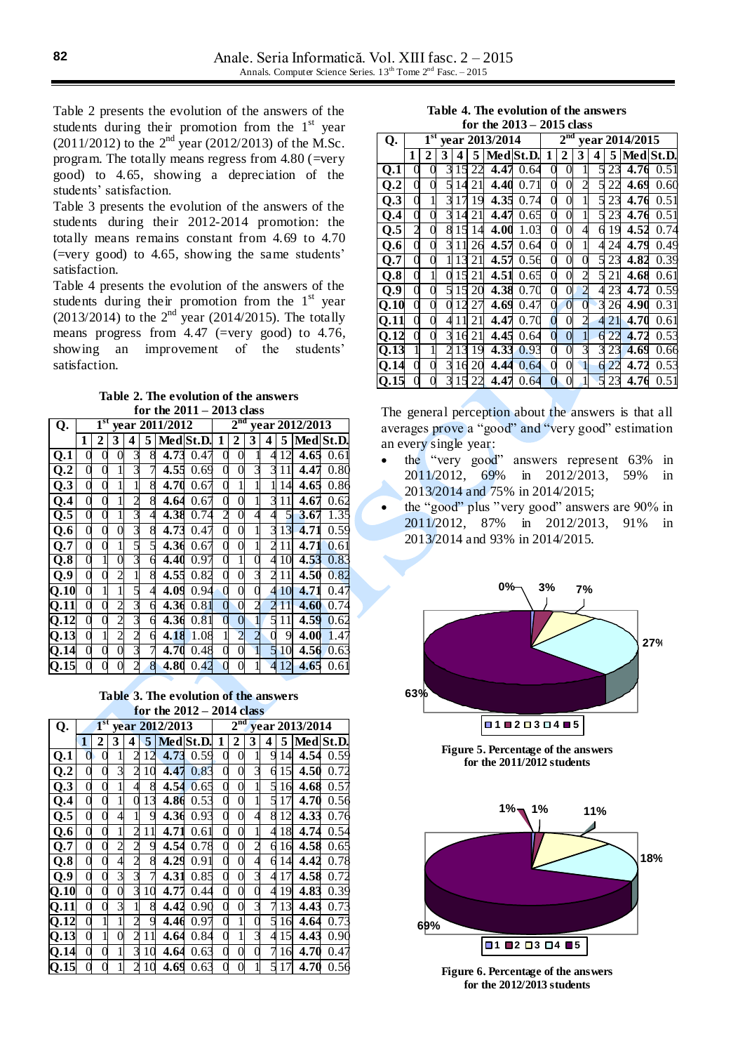Table 2 presents the evolution of the answers of the students during their promotion from the 1st year (2011/2012) to the 2nd year (2012/2013) of the M.Sc. program. The totally means regress from 4.80 (=very good) to 4.65, showing a depreciation of the students' satisfaction.

Table 3 presents the evolution of the answers of the students during their 2012-2014 promotion: the totally means remains constant from 4.69 to 4.70 (=very good) to 4.65, showing the same students' satisfaction.

Table 4 presents the evolution of the answers of the students during their promotion from the 1st year (2013/2014) to the 2nd year (2014/2015). The totally means progress from 4.47 (=very good) to 4.76, showing an improvement of the students' satisfaction.

**Table 2. The evolution of the answers for the 2011 – 2013 class**

| Q. | 1st year 2011/2012 | | | | | | | 2nd year 2012/2013 | | | | | | |
|---|---|---|---|---|---|---|---|---|---|---|---|---|---|---|
| | 1 | 2 | 3 | 4 | 5 | Med | St.D. | 1 | 2 | 3 | 4 | 5 | Med | St.D. |
| Q.1 | 0 | 0 | 0 | 3 | 8 | **4.73** | 0.47 | 0 | 0 | 1 | 4 | 12 | **4.65** | 0.61 |
| Q.2 | 0 | 0 | 1 | 3 | 7 | **4.55** | 0.69 | 0 | 0 | 3 | 3 | 11 | **4.47** | 0.80 |
| Q.3 | 0 | 0 | 1 | 1 | 8 | **4.70** | 0.67 | 0 | 1 | 1 | 1 | 14 | **4.65** | 0.86 |
| Q.4 | 0 | 0 | 1 | 2 | 8 | **4.64** | 0.67 | 0 | 0 | 1 | 3 | 11 | **4.67** | 0.62 |
| Q.5 | 0 | 0 | 1 | 3 | 4 | **4.38** | 0.74 | 2 | 0 | 4 | 4 | 5 | **3.67** | 1.35 |
| Q.6 | 0 | 0 | 0 | 3 | 8 | **4.73** | 0.47 | 0 | 0 | 1 | 3 | 13 | **4.71** | 0.59 |
| Q.7 | 0 | 0 | 1 | 5 | 5 | **4.36** | 0.67 | 0 | 0 | 1 | 2 | 11 | **4.71** | 0.61 |
| Q.8 | 0 | 1 | 0 | 3 | 6 | **4.40** | 0.97 | 0 | 1 | 0 | 4 | 10 | **4.53** | 0.83 |
| Q.9 | 0 | 0 | 2 | 1 | 8 | **4.55** | 0.82 | 0 | 0 | 3 | 2 | 11 | **4.50** | 0.82 |
| Q.10 | 0 | 1 | 1 | 5 | 4 | **4.09** | 0.94 | 0 | 0 | 0 | 4 | 10 | **4.71** | 0.47 |
| Q.11 | 0 | 0 | 2 | 3 | 6 | **4.36** | 0.81 | 0 | 0 | 2 | 2 | 11 | **4.60** | 0.74 |
| Q.12 | 0 | 0 | 2 | 3 | 6 | **4.36** | 0.81 | 0 | 0 | 1 | 5 | 11 | **4.59** | 0.62 |
| Q.13 | 0 | 1 | 2 | 2 | 6 | **4.18** | 1.08 | 1 | 2 | 2 | 0 | 9 | **4.00** | 1.47 |
| Q.14 | 0 | 0 | 0 | 3 | 7 | **4.70** | 0.48 | 0 | 0 | 1 | 5 | 10 | **4.56** | 0.63 |
| Q.15 | 0 | 0 | 0 | 2 | 8 | **4.80** | 0.42 | 0 | 0 | 1 | 4 | 12 | **4.65** | 0.61 |

**Table 3. The evolution of the answers for the 2012 – 2014 class**

| Q. | 1st year 2012/2013 | | | | | | | 2nd year 2013/2014 | | | | | | |
|---|---|---|---|---|---|---|---|---|---|---|---|---|---|---|
| | 1 | 2 | 3 | 4 | 5 | Med | St.D. | 1 | 2 | 3 | 4 | 5 | Med | St.D. |
| Q.1 | 0 | 0 | 1 | 2 | 12 | **4.73** | 0.59 | 0 | 0 | 1 | 9 | 14 | **4.54** | 0.59 |
| Q.2 | 0 | 0 | 3 | 2 | 10 | **4.47** | 0.83 | 0 | 0 | 3 | 6 | 15 | **4.50** | 0.72 |
| Q.3 | 0 | 0 | 1 | 4 | 8 | **4.54** | 0.65 | 0 | 0 | 1 | 5 | 16 | **4.68** | 0.57 |
| Q.4 | 0 | 0 | 1 | 0 | 13 | **4.86** | 0.53 | 0 | 0 | 1 | 5 | 17 | **4.70** | 0.56 |
| Q.5 | 0 | 0 | 4 | 1 | 9 | **4.36** | 0.93 | 0 | 0 | 4 | 8 | 12 | **4.33** | 0.76 |
| Q.6 | 0 | 0 | 1 | 2 | 11 | **4.71** | 0.61 | 0 | 0 | 1 | 4 | 18 | **4.74** | 0.54 |
| Q.7 | 0 | 0 | 2 | 2 | 9 | **4.54** | 0.78 | 0 | 0 | 2 | 6 | 16 | **4.58** | 0.65 |
| Q.8 | 0 | 0 | 4 | 2 | 8 | **4.29** | 0.91 | 0 | 0 | 4 | 6 | 14 | **4.42** | 0.78 |
| Q.9 | 0 | 0 | 3 | 3 | 7 | **4.31** | 0.85 | 0 | 0 | 3 | 4 | 17 | **4.58** | 0.72 |
| Q.10 | 0 | 0 | 0 | 3 | 10 | **4.77** | 0.44 | 0 | 0 | 0 | 4 | 19 | **4.83** | 0.39 |
| Q.11 | 0 | 0 | 3 | 1 | 8 | **4.42** | 0.90 | 0 | 0 | 3 | 7 | 13 | **4.43** | 0.73 |
| Q.12 | 0 | 1 | 1 | 2 | 9 | **4.46** | 0.97 | 0 | 1 | 0 | 5 | 16 | **4.64** | 0.73 |
| Q.13 | 0 | 1 | 0 | 2 | 11 | **4.64** | 0.84 | 0 | 1 | 3 | 4 | 15 | **4.43** | 0.90 |
| Q.14 | 0 | 0 | 1 | 3 | 10 | **4.64** | 0.63 | 0 | 0 | 0 | 7 | 16 | **4.70** | 0.47 |
| Q.15 | 0 | 0 | 1 | 2 | 10 | **4.69** | 0.63 | 0 | 0 | 1 | 5 | 17 | **4.70** | 0.56 |

**Table 4. The evolution of the answers for the 2013 – 2015 class**

| Q. | 1st year 2013/2014 | | | | | | | 2nd year 2014/2015 | | | | | | |
|---|---|---|---|---|---|---|---|---|---|---|---|---|---|---|
| | 1 | 2 | 3 | 4 | 5 | Med | St.D. | 1 | 2 | 3 | 4 | 5 | Med | St.D. |
| Q.1 | 0 | 0 | 3 | 15 | 22 | **4.47** | 0.64 | 0 | 0 | 1 | 5 | 23 | **4.76** | 0.51 |
| Q.2 | 0 | 0 | 5 | 14 | 21 | **4.40** | 0.71 | 0 | 0 | 2 | 5 | 22 | **4.69** | 0.60 |
| Q.3 | 0 | 1 | 3 | 17 | 19 | **4.35** | 0.74 | 0 | 0 | 1 | 5 | 23 | **4.76** | 0.51 |
| Q.4 | 0 | 0 | 3 | 14 | 21 | **4.47** | 0.65 | 0 | 0 | 1 | 5 | 23 | **4.76** | 0.51 |
| Q.5 | 2 | 0 | 8 | 15 | 14 | **4.00** | 1.03 | 0 | 0 | 4 | 6 | 19 | **4.52** | 0.74 |
| Q.6 | 0 | 0 | 3 | 11 | 26 | **4.57** | 0.64 | 0 | 0 | 1 | 4 | 24 | **4.79** | 0.49 |
| Q.7 | 0 | 0 | 1 | 13 | 21 | **4.57** | 0.56 | 0 | 0 | 0 | 5 | 23 | **4.82** | 0.39 |
| Q.8 | 0 | 1 | 0 | 15 | 21 | **4.51** | 0.65 | 0 | 0 | 2 | 5 | 21 | **4.68** | 0.61 |
| Q.9 | 0 | 0 | 5 | 15 | 20 | **4.38** | 0.70 | 0 | 0 | 2 | 4 | 23 | **4.72** | 0.59 |
| Q.10 | 0 | 0 | 0 | 12 | 27 | **4.69** | 0.47 | 0 | 0 | 0 | 3 | 26 | **4.90** | 0.31 |
| Q.11 | 0 | 0 | 4 | 11 | 21 | **4.47** | 0.70 | 0 | 0 | 2 | 4 | 21 | **4.70** | 0.61 |
| Q.12 | 0 | 0 | 3 | 16 | 21 | **4.45** | 0.64 | 0 | 0 | 1 | 6 | 22 | **4.72** | 0.53 |
| Q.13 | 1 | 1 | 2 | 13 | 19 | **4.33** | 0.93 | 0 | 0 | 3 | 3 | 23 | **4.69** | 0.66 |
| Q.14 | 0 | 0 | 3 | 16 | 20 | **4.44** | 0.64 | 0 | 0 | 1 | 6 | 22 | **4.72** | 0.53 |
| Q.15 | 0 | 0 | 3 | 15 | 22 | **4.47** | 0.64 | 0 | 0 | 1 | 5 | 23 | **4.76** | 0.51 |

The general perception about the answers is that all averages prove a "good" and "very good" estimation an every single year:

- the "very good" answers represent 63% in 2011/2012, 69% in 2012/2013, 59% in 2013/2014 and 75% in 2014/2015;
- the "good" plus "very good" answers are 90% in 2011/2012, 87% in 2012/2013, 91% in 2013/2014 and 93% in 2014/2015.

**Figure 5. Percentage of the answers for the 2011/2012 students**

**Figure 6. Percentage of the answers for the 2012/2013 students**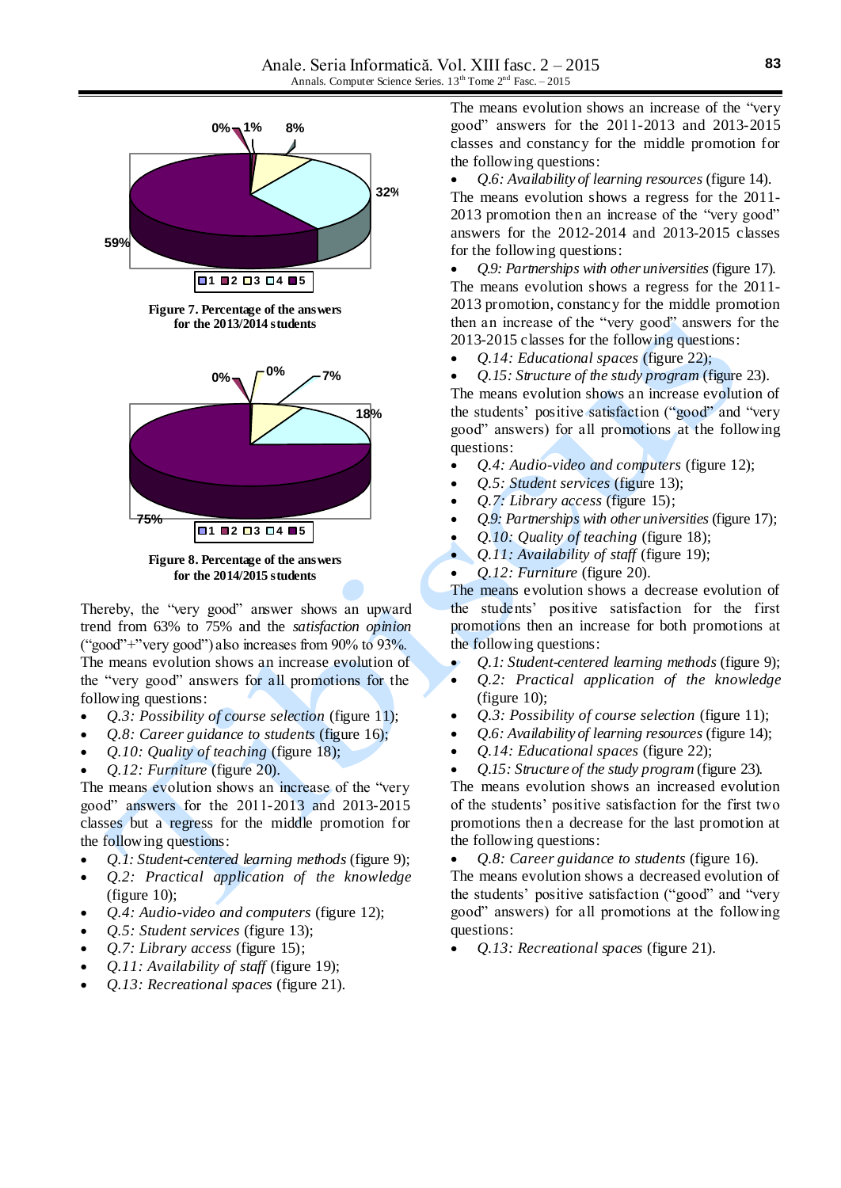**Figure 7. Percentage of the answers for the 2013/2014 students**

**Figure 8. Percentage of the answers for the 2014/2015 students**

Thereby, the "very good" answer shows an upward trend from 63% to 75% and the *satisfaction opinion* ("good"+"very good") also increases from 90% to 93%.

The means evolution shows an increase evolution of the "very good" answers for all promotions for the following questions:

- *Q.3: Possibility of course selection* (figure 11);
- *Q.8: Career guidance to students* (figure 16);
- *Q.10: Quality of teaching* (figure 18);
- *Q.12: Furniture* (figure 20).

The means evolution shows an increase of the "very good" answers for the 2011-2013 and 2013-2015 classes but a regress for the middle promotion for the following questions:

- *Q.1: Student-centered learning methods* (figure 9);
- *Q.2: Practical application of the knowledge* (figure 10);
- *Q.4: Audio-video and computers* (figure 12);
- *Q.5: Student services* (figure 13);
- *Q.7: Library access* (figure 15);
- *Q.11: Availability of staff* (figure 19);
- *Q.13: Recreational spaces* (figure 21).

The means evolution shows an increase of the "very good" answers for the 2011-2013 and 2013-2015 classes and constancy for the middle promotion for the following questions:

- *Q.6: Availability of learning resources* (figure 14).

The means evolution shows a regress for the 2011-2013 promotion then an increase of the "very good" answers for the 2012-2014 and 2013-2015 classes for the following questions:

- *Q.9: Partnerships with other universities* (figure 17).

The means evolution shows a regress for the 2011-2013 promotion, constancy for the middle promotion then an increase of the "very good" answers for the 2013-2015 classes for the following questions:

- *Q.14: Educational spaces* (figure 22);
- *Q.15: Structure of the study program* (figure 23).

The means evolution shows an increase evolution of the students' positive satisfaction ("good" and "very good" answers) for all promotions at the following questions:

- *Q.4: Audio-video and computers* (figure 12);
- *Q.5: Student services* (figure 13);
- *Q.7: Library access* (figure 15);
- *Q.9: Partnerships with other universities* (figure 17);
- *Q.10: Quality of teaching* (figure 18);
- *Q.11: Availability of staff* (figure 19);
- *Q.12: Furniture* (figure 20).

The means evolution shows a decrease evolution of the students' positive satisfaction for the first promotions then an increase for both promotions at the following questions:

- *Q.1: Student-centered learning methods* (figure 9);
- *Q.2: Practical application of the knowledge* (figure 10);
- *Q.3: Possibility of course selection* (figure 11);
- *Q.6: Availability of learning resources* (figure 14);
- *Q.14: Educational spaces* (figure 22);
- *Q.15: Structure of the study program* (figure 23).

The means evolution shows an increased evolution of the students' positive satisfaction for the first two promotions then a decrease for the last promotion at the following questions:

- *Q.8: Career guidance to students* (figure 16).

The means evolution shows a decreased evolution of the students' positive satisfaction ("good" and "very good" answers) for all promotions at the following questions:

- *Q.13: Recreational spaces* (figure 21).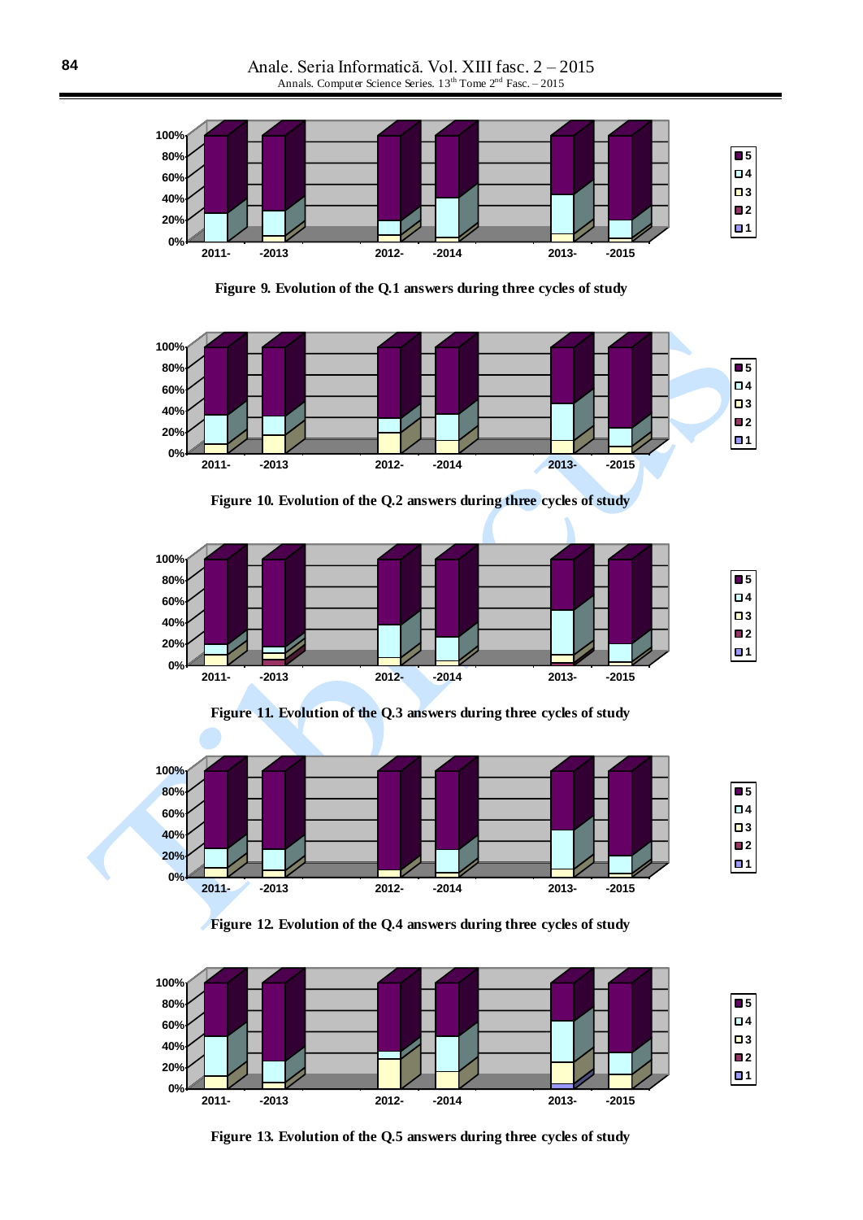Figure 9. Evolution of the Q.1 answers during three cycles of study

Figure 10. Evolution of the Q.2 answers during three cycles of study

Figure 11. Evolution of the Q.3 answers during three cycles of study

Figure 12. Evolution of the Q.4 answers during three cycles of study

Figure 13. Evolution of the Q.5 answers during three cycles of study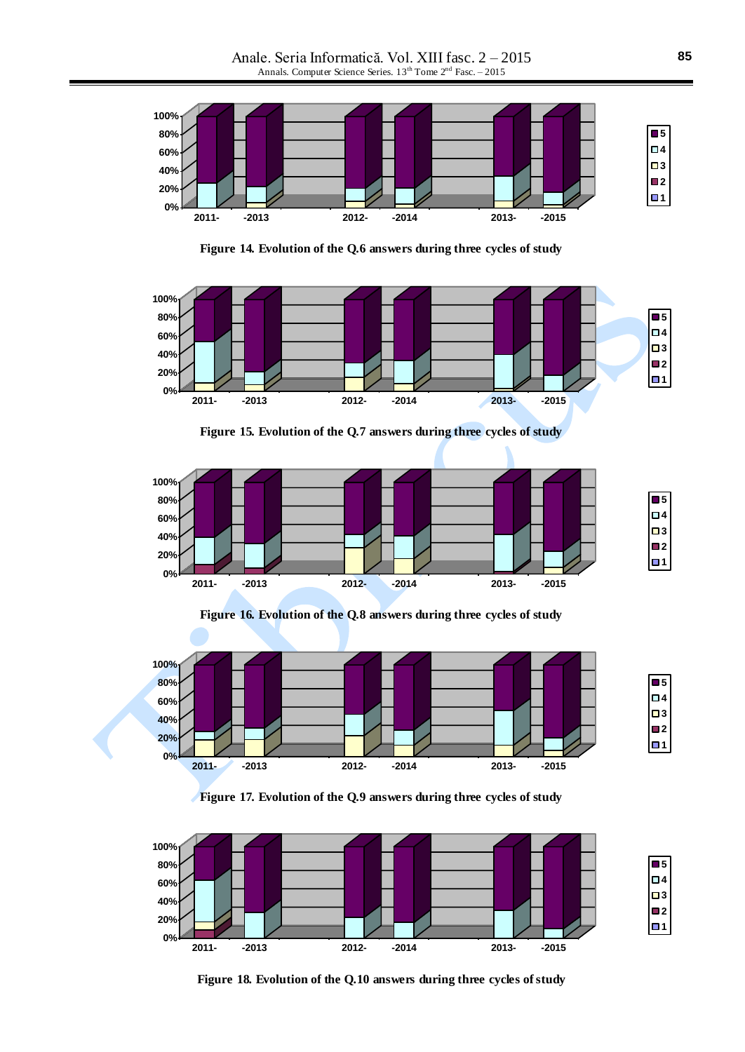Figure 14. Evolution of the Q.6 answers during three cycles of study

Figure 15. Evolution of the Q.7 answers during three cycles of study

Figure 16. Evolution of the Q.8 answers during three cycles of study

Figure 17. Evolution of the Q.9 answers during three cycles of study

Figure 18. Evolution of the Q.10 answers during three cycles of study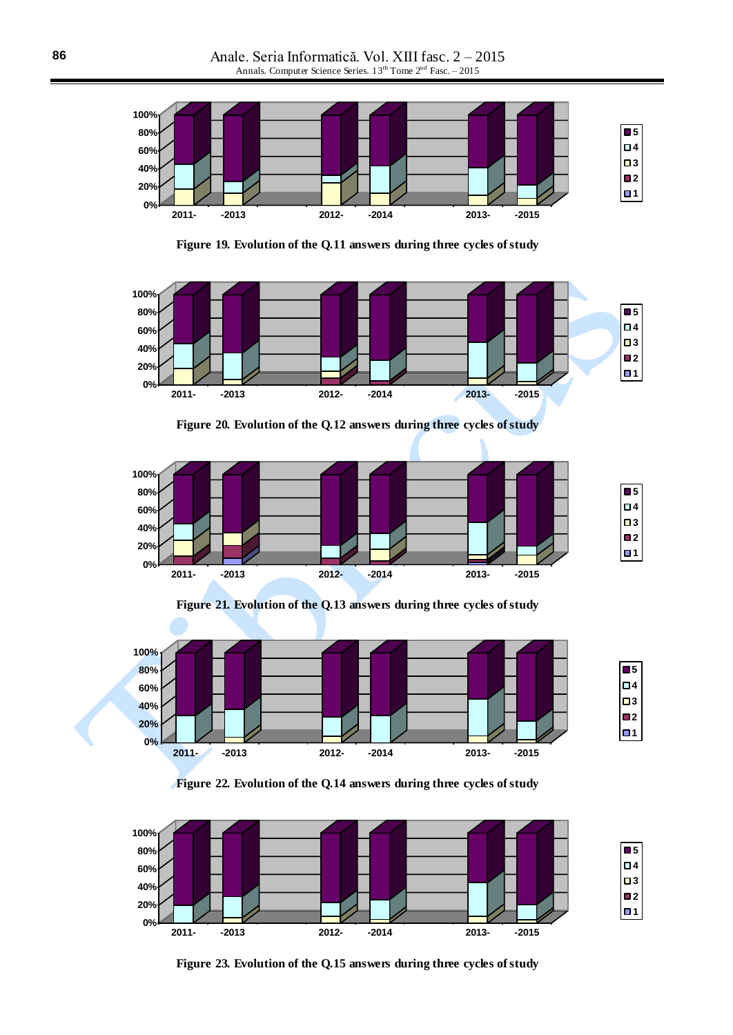Figure 19. Evolution of the Q.11 answers during three cycles of study

Figure 20. Evolution of the Q.12 answers during three cycles of study

Figure 21. Evolution of the Q.13 answers during three cycles of study

Figure 22. Evolution of the Q.14 answers during three cycles of study

Figure 23. Evolution of the Q.15 answers during three cycles of study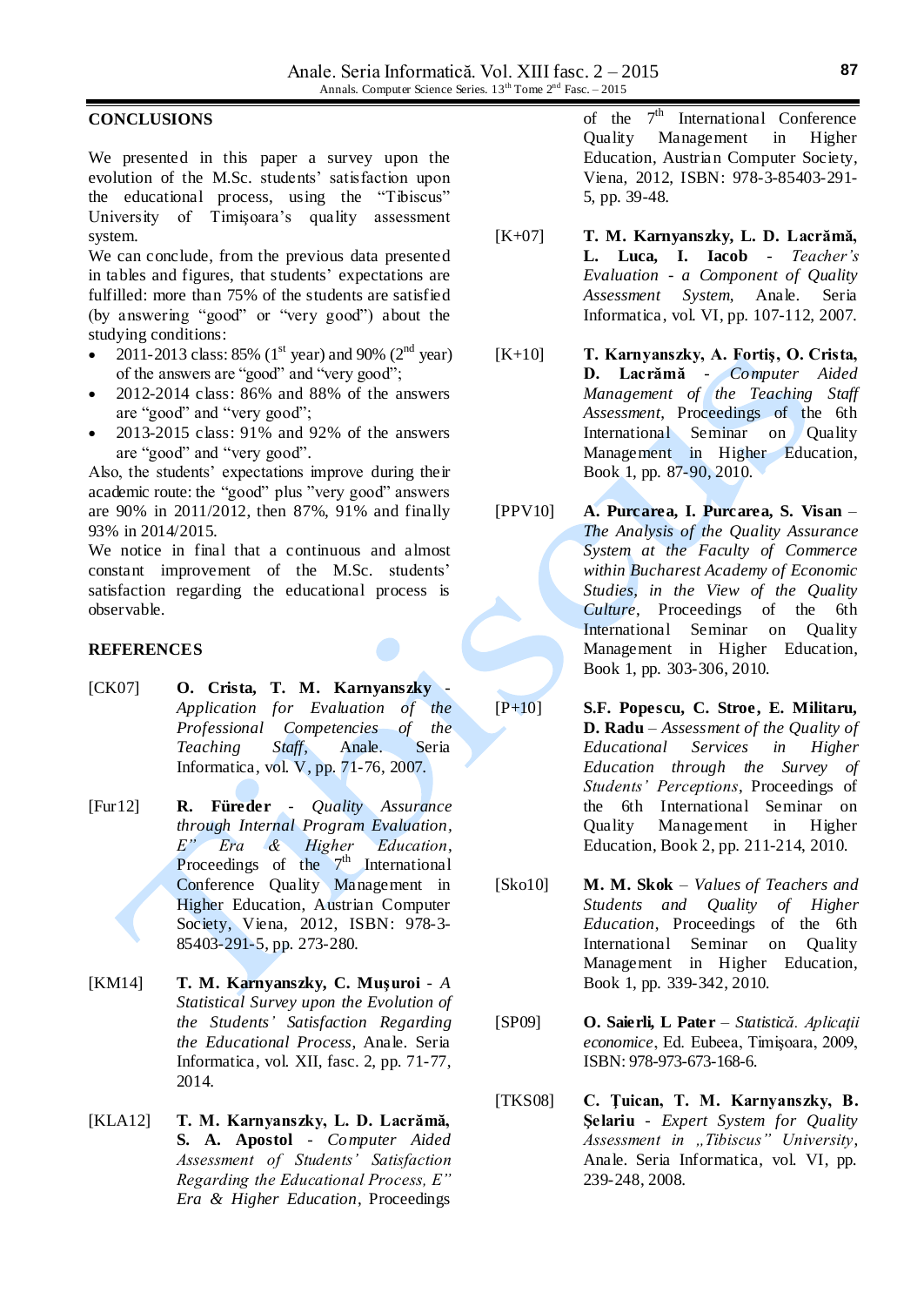## CONCLUSIONS

We presented in this paper a survey upon the evolution of the M.Sc. students' satisfaction upon the educational process, using the "Tibiscus" University of Timişoara's quality assessment system.

We can conclude, from the previous data presented in tables and figures, that students' expectations are fulfilled: more than 75% of the students are satisfied (by answering "good" or "very good") about the studying conditions:

- 2011-2013 class: 85% (1st year) and 90% (2nd year) of the answers are "good" and "very good";
- 2012-2014 class: 86% and 88% of the answers are "good" and "very good";
- 2013-2015 class: 91% and 92% of the answers are "good" and "very good".

Also, the students' expectations improve during their academic route: the "good" plus "very good" answers are 90% in 2011/2012, then 87%, 91% and finally 93% in 2014/2015.

We notice in final that a continuous and almost constant improvement of the M.Sc. students' satisfaction regarding the educational process is observable.

## REFERENCES

[CK07] **O. Crista, T. M. Karnyanszky** - *Application for Evaluation of the Professional Competencies of the Teaching Staff*, Anale. Seria Informatica, vol. V, pp. 71-76, 2007.

[Fur12] **R. Füreder** - *Quality Assurance through Internal Program Evaluation*, *E" Era & Higher Education*, Proceedings of the 7th International Conference Quality Management in Higher Education, Austrian Computer Society, Viena, 2012, ISBN: 978-3-85403-291-5, pp. 273-280.

[KM14] **T. M. Karnyanszky, C. Muşuroi** - *A Statistical Survey upon the Evolution of the Students' Satisfaction Regarding the Educational Process*, Anale. Seria Informatica, vol. XII, fasc. 2, pp. 71-77, 2014.

[KLA12] **T. M. Karnyanszky, L. D. Lacrămă, S. A. Apostol** - *Computer Aided Assessment of Students' Satisfaction Regarding the Educational Process, E" Era & Higher Education*, Proceedings of the 7th International Conference Quality Management in Higher Education, Austrian Computer Society, Viena, 2012, ISBN: 978-3-85403-291-5, pp. 39-48.

[K+07] **T. M. Karnyanszky, L. D. Lacrămă, L. Luca, I. Iacob** - *Teacher's Evaluation - a Component of Quality Assessment System*, Anale. Seria Informatica, vol. VI, pp. 107-112, 2007.

[K+10] **T. Karnyanszky, A. Fortiş, O. Crista, D. Lacrămă** - *Computer Aided Management of the Teaching Staff Assessment*, Proceedings of the 6th International Seminar on Quality Management in Higher Education, Book 1, pp. 87-90, 2010.

[PPV10] **A. Purcarea, I. Purcarea, S. Visan** – *The Analysis of the Quality Assurance System at the Faculty of Commerce within Bucharest Academy of Economic Studies, in the View of the Quality Culture*, Proceedings of the 6th International Seminar on Quality Management in Higher Education, Book 1, pp. 303-306, 2010.

[P+10] **S.F. Popescu, C. Stroe, E. Militaru, D. Radu** – *Assessment of the Quality of Educational Services in Higher Education through the Survey of Students' Perceptions*, Proceedings of the 6th International Seminar on Quality Management in Higher Education, Book 2, pp. 211-214, 2010.

[Sko10] **M. M. Skok** – *Values of Teachers and Students and Quality of Higher Education*, Proceedings of the 6th International Seminar on Quality Management in Higher Education, Book 1, pp. 339-342, 2010.

[SP09] **O. Saierli, L Pater** – *Statistică. Aplicaţii economice*, Ed. Eubeea, Timişoara, 2009, ISBN: 978-973-673-168-6.

[TKS08] **C. Ţuican, T. M. Karnyanszky, B. Şelariu** - *Expert System for Quality Assessment in „Tibiscus" University*, Anale. Seria Informatica, vol. VI, pp. 239-248, 2008.